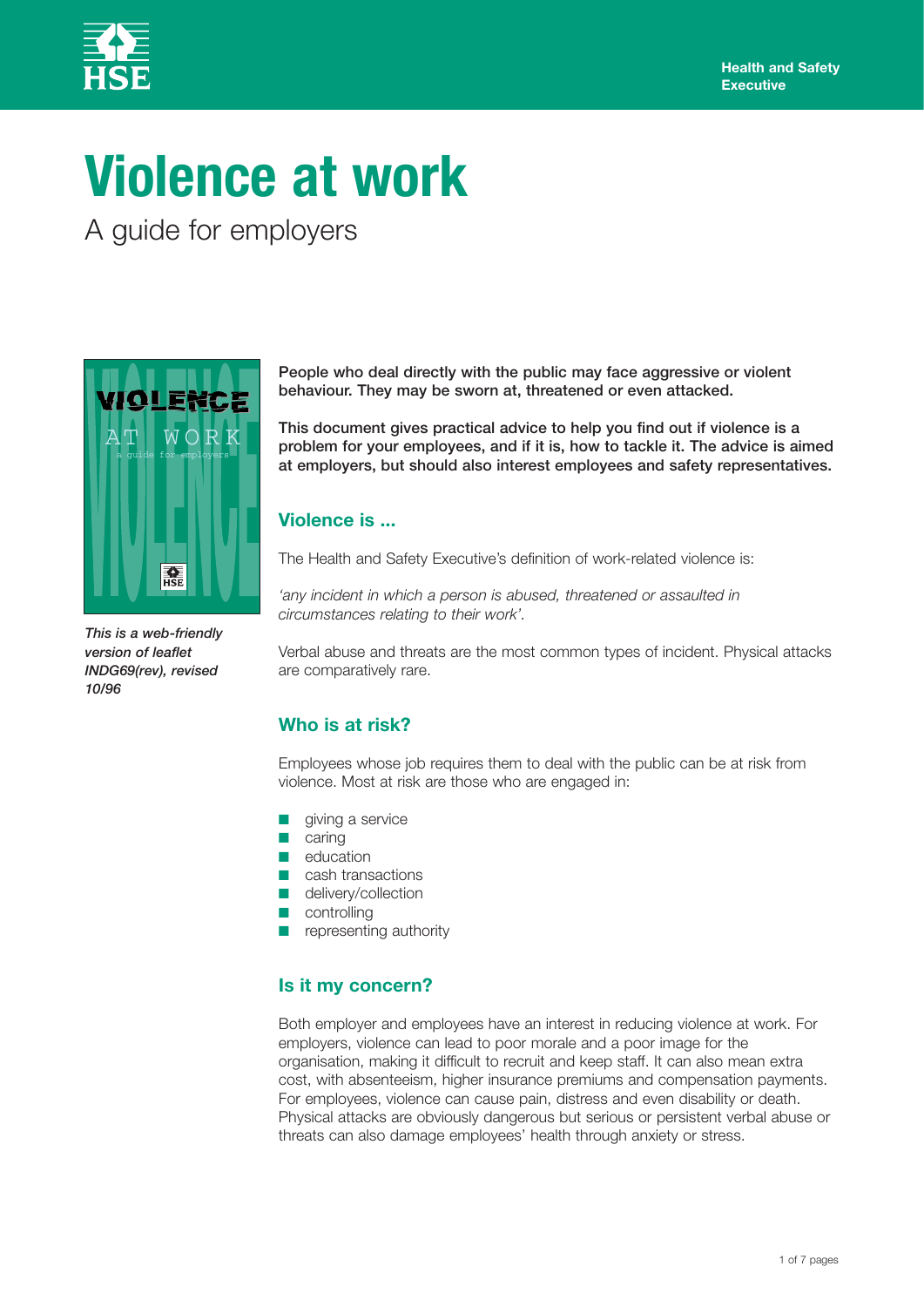Health and Safety Executive

# Violence at work

## A guide for employers

*This is a web-friendly version of leaflet INDG69(rev), revised 10/96*

**People who deal directly with the public may face aggressive or violent behaviour. They may be sworn at, threatened or even attacked.**

**This document gives practical advice to help you find out if violence is a problem for your employees, and if it is, how to tackle it. The advice is aimed at employers, but should also interest employees and safety representatives.**

### Violence is ...

The Health and Safety Executive's definition of work-related violence is:

*'any incident in which a person is abused, threatened or assaulted in circumstances relating to their work'.*

Verbal abuse and threats are the most common types of incident. Physical attacks are comparatively rare.

### Who is at risk?

Employees whose job requires them to deal with the public can be at risk from violence. Most at risk are those who are engaged in:

- giving a service
- caring
- education
- cash transactions
- delivery/collection
- controlling
- representing authority

### Is it my concern?

Both employer and employees have an interest in reducing violence at work. For employers, violence can lead to poor morale and a poor image for the organisation, making it difficult to recruit and keep staff. It can also mean extra cost, with absenteeism, higher insurance premiums and compensation payments. For employees, violence can cause pain, distress and even disability or death. Physical attacks are obviously dangerous but serious or persistent verbal abuse or threats can also damage employees' health through anxiety or stress.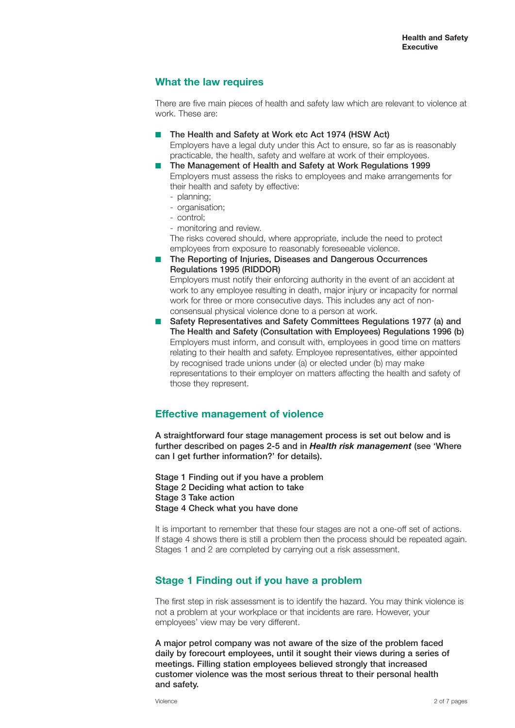## What the law requires

There are five main pieces of health and safety law which are relevant to violence at work. These are:

- **The Health and Safety at Work etc Act 1974 (HSW Act)**
  Employers have a legal duty under this Act to ensure, so far as is reasonably practicable, the health, safety and welfare at work of their employees.
- **The Management of Health and Safety at Work Regulations 1999**
  Employers must assess the risks to employees and make arrangements for their health and safety by effective:
  - planning;
  - organisation;
  - control;
  - monitoring and review.

  The risks covered should, where appropriate, include the need to protect employees from exposure to reasonably foreseeable violence.
- **The Reporting of Injuries, Diseases and Dangerous Occurrences Regulations 1995 (RIDDOR)**
  Employers must notify their enforcing authority in the event of an accident at work to any employee resulting in death, major injury or incapacity for normal work for three or more consecutive days. This includes any act of non-consensual physical violence done to a person at work.
- **Safety Representatives and Safety Committees Regulations 1977 (a) and The Health and Safety (Consultation with Employees) Regulations 1996 (b)**
  Employers must inform, and consult with, employees in good time on matters relating to their health and safety. Employee representatives, either appointed by recognised trade unions under (a) or elected under (b) may make representations to their employer on matters affecting the health and safety of those they represent.

## Effective management of violence

**A straightforward four stage management process is set out below and is further described on pages 2-5 and in *Health risk management* (see 'Where can I get further information?' for details).**

**Stage 1 Finding out if you have a problem**
**Stage 2 Deciding what action to take**
**Stage 3 Take action**
**Stage 4 Check what you have done**

It is important to remember that these four stages are not a one-off set of actions. If stage 4 shows there is still a problem then the process should be repeated again. Stages 1 and 2 are completed by carrying out a risk assessment.

## Stage 1 Finding out if you have a problem

The first step in risk assessment is to identify the hazard. You may think violence is not a problem at your workplace or that incidents are rare. However, your employees' view may be very different.

**A major petrol company was not aware of the size of the problem faced daily by forecourt employees, until it sought their views during a series of meetings. Filling station employees believed strongly that increased customer violence was the most serious threat to their personal health and safety.**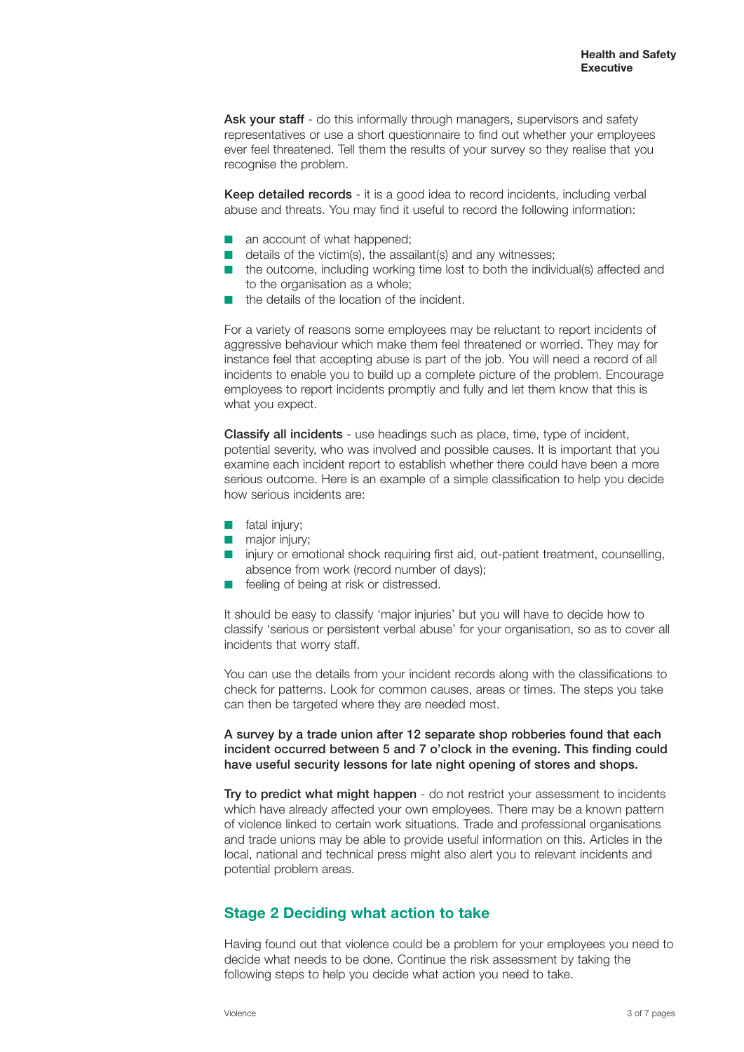**Ask your staff** - do this informally through managers, supervisors and safety representatives or use a short questionnaire to find out whether your employees ever feel threatened. Tell them the results of your survey so they realise that you recognise the problem.

**Keep detailed records** - it is a good idea to record incidents, including verbal abuse and threats. You may find it useful to record the following information:

- an account of what happened;
- details of the victim(s), the assailant(s) and any witnesses;
- the outcome, including working time lost to both the individual(s) affected and to the organisation as a whole;
- the details of the location of the incident.

For a variety of reasons some employees may be reluctant to report incidents of aggressive behaviour which make them feel threatened or worried. They may for instance feel that accepting abuse is part of the job. You will need a record of all incidents to enable you to build up a complete picture of the problem. Encourage employees to report incidents promptly and fully and let them know that this is what you expect.

**Classify all incidents** - use headings such as place, time, type of incident, potential severity, who was involved and possible causes. It is important that you examine each incident report to establish whether there could have been a more serious outcome. Here is an example of a simple classification to help you decide how serious incidents are:

- fatal injury;
- major injury;
- injury or emotional shock requiring first aid, out-patient treatment, counselling, absence from work (record number of days);
- feeling of being at risk or distressed.

It should be easy to classify 'major injuries' but you will have to decide how to classify 'serious or persistent verbal abuse' for your organisation, so as to cover all incidents that worry staff.

You can use the details from your incident records along with the classifications to check for patterns. Look for common causes, areas or times. The steps you take can then be targeted where they are needed most.

**A survey by a trade union after 12 separate shop robberies found that each incident occurred between 5 and 7 o'clock in the evening. This finding could have useful security lessons for late night opening of stores and shops.**

**Try to predict what might happen** - do not restrict your assessment to incidents which have already affected your own employees. There may be a known pattern of violence linked to certain work situations. Trade and professional organisations and trade unions may be able to provide useful information on this. Articles in the local, national and technical press might also alert you to relevant incidents and potential problem areas.

## Stage 2 Deciding what action to take

Having found out that violence could be a problem for your employees you need to decide what needs to be done. Continue the risk assessment by taking the following steps to help you decide what action you need to take.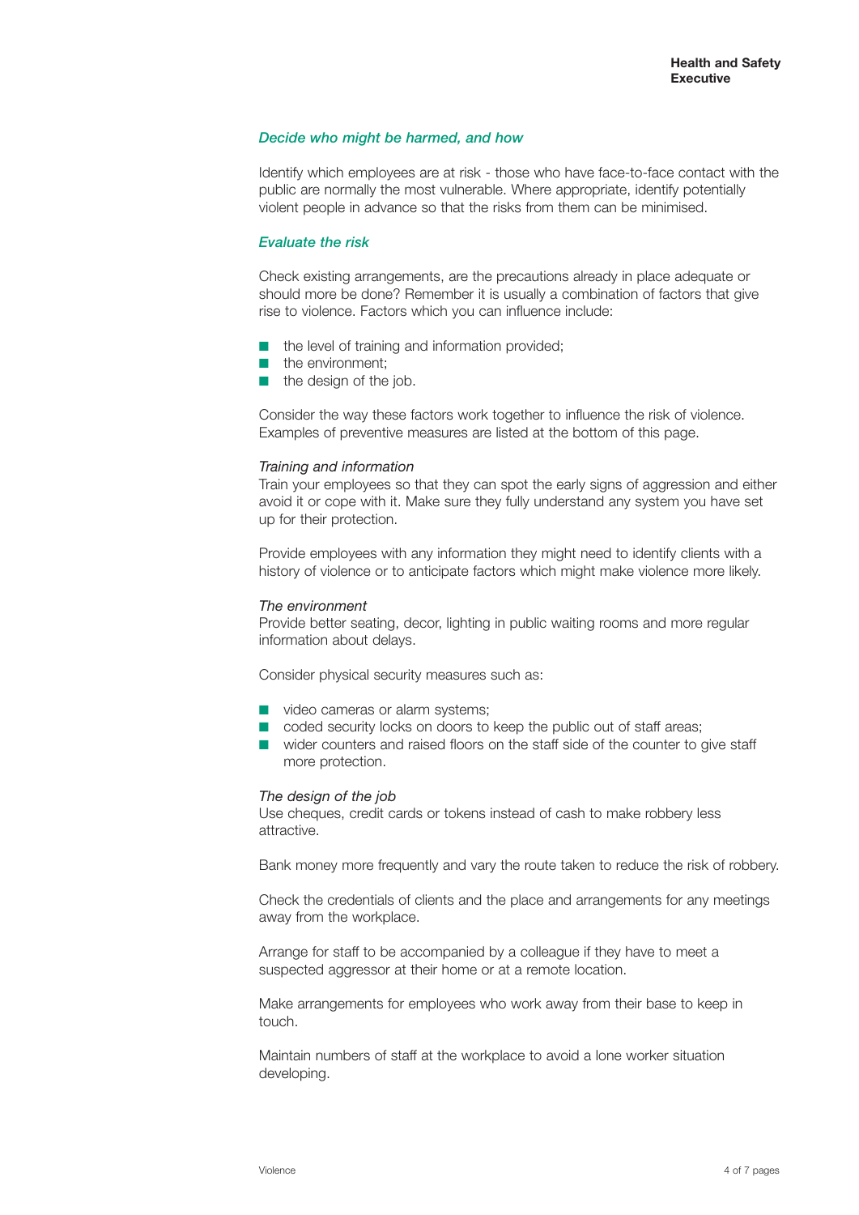### *Decide who might be harmed, and how*

Identify which employees are at risk - those who have face-to-face contact with the public are normally the most vulnerable. Where appropriate, identify potentially violent people in advance so that the risks from them can be minimised.

### *Evaluate the risk*

Check existing arrangements, are the precautions already in place adequate or should more be done? Remember it is usually a combination of factors that give rise to violence. Factors which you can influence include:

- the level of training and information provided;
- the environment;
- the design of the job.

Consider the way these factors work together to influence the risk of violence. Examples of preventive measures are listed at the bottom of this page.

*Training and information*
Train your employees so that they can spot the early signs of aggression and either avoid it or cope with it. Make sure they fully understand any system you have set up for their protection.

Provide employees with any information they might need to identify clients with a history of violence or to anticipate factors which might make violence more likely.

*The environment*
Provide better seating, decor, lighting in public waiting rooms and more regular information about delays.

Consider physical security measures such as:

- video cameras or alarm systems;
- coded security locks on doors to keep the public out of staff areas;
- wider counters and raised floors on the staff side of the counter to give staff more protection.

*The design of the job*
Use cheques, credit cards or tokens instead of cash to make robbery less attractive.

Bank money more frequently and vary the route taken to reduce the risk of robbery.

Check the credentials of clients and the place and arrangements for any meetings away from the workplace.

Arrange for staff to be accompanied by a colleague if they have to meet a suspected aggressor at their home or at a remote location.

Make arrangements for employees who work away from their base to keep in touch.

Maintain numbers of staff at the workplace to avoid a lone worker situation developing.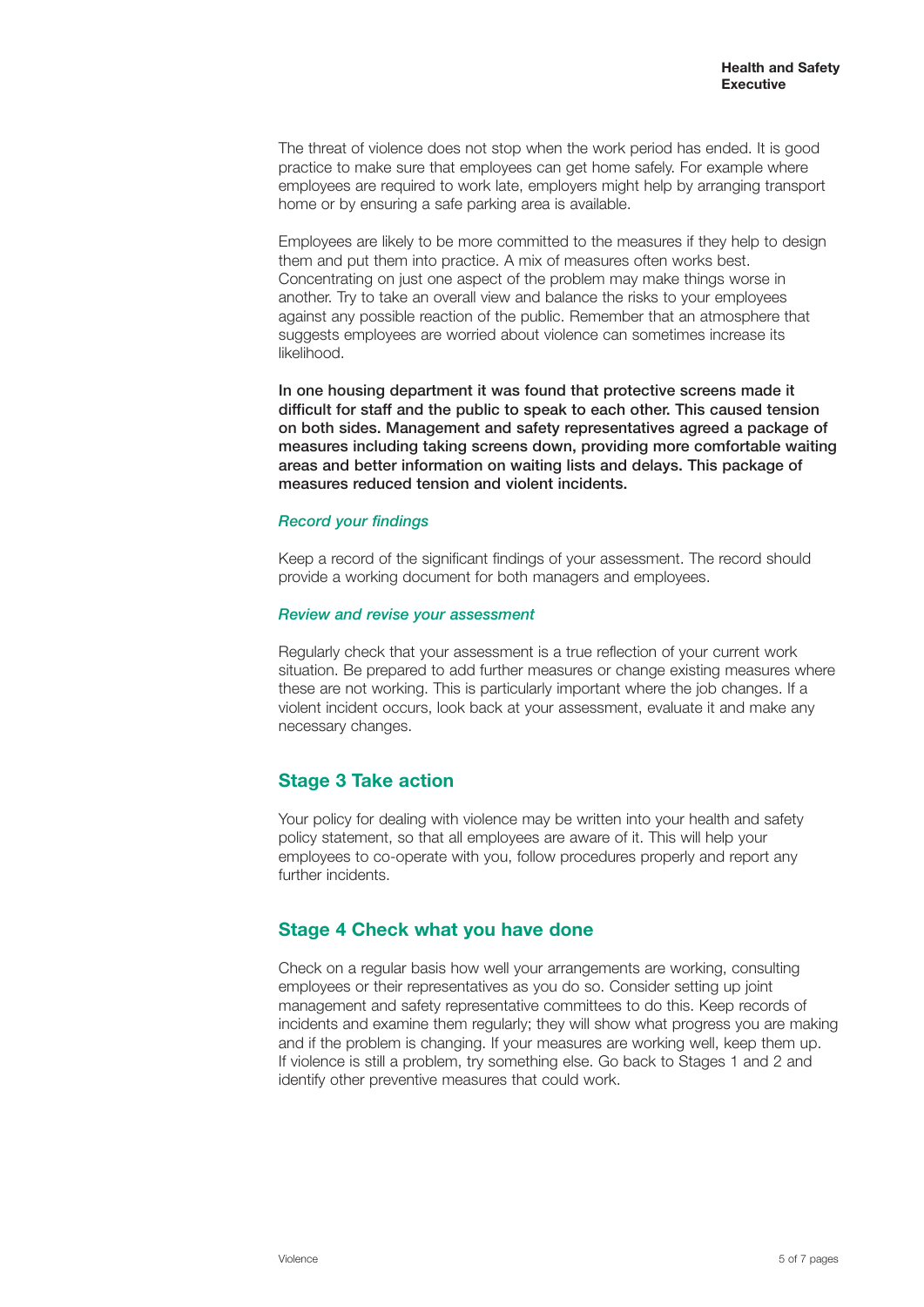The threat of violence does not stop when the work period has ended. It is good practice to make sure that employees can get home safely. For example where employees are required to work late, employers might help by arranging transport home or by ensuring a safe parking area is available.

Employees are likely to be more committed to the measures if they help to design them and put them into practice. A mix of measures often works best. Concentrating on just one aspect of the problem may make things worse in another. Try to take an overall view and balance the risks to your employees against any possible reaction of the public. Remember that an atmosphere that suggests employees are worried about violence can sometimes increase its likelihood.

**In one housing department it was found that protective screens made it difficult for staff and the public to speak to each other. This caused tension on both sides. Management and safety representatives agreed a package of measures including taking screens down, providing more comfortable waiting areas and better information on waiting lists and delays. This package of measures reduced tension and violent incidents.**

### *Record your findings*

Keep a record of the significant findings of your assessment. The record should provide a working document for both managers and employees.

### *Review and revise your assessment*

Regularly check that your assessment is a true reflection of your current work situation. Be prepared to add further measures or change existing measures where these are not working. This is particularly important where the job changes. If a violent incident occurs, look back at your assessment, evaluate it and make any necessary changes.

## Stage 3 Take action

Your policy for dealing with violence may be written into your health and safety policy statement, so that all employees are aware of it. This will help your employees to co-operate with you, follow procedures properly and report any further incidents.

## Stage 4 Check what you have done

Check on a regular basis how well your arrangements are working, consulting employees or their representatives as you do so. Consider setting up joint management and safety representative committees to do this. Keep records of incidents and examine them regularly; they will show what progress you are making and if the problem is changing. If your measures are working well, keep them up. If violence is still a problem, try something else. Go back to Stages 1 and 2 and identify other preventive measures that could work.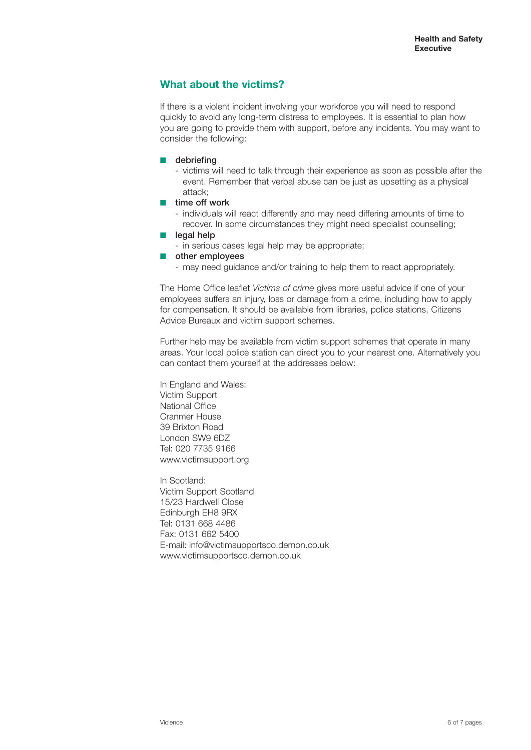## What about the victims?

If there is a violent incident involving your workforce you will need to respond quickly to avoid any long-term distress to employees. It is essential to plan how you are going to provide them with support, before any incidents. You may want to consider the following:

- debriefing
  - victims will need to talk through their experience as soon as possible after the event. Remember that verbal abuse can be just as upsetting as a physical attack;
- time off work
  - individuals will react differently and may need differing amounts of time to recover. In some circumstances they might need specialist counselling;
- legal help
  - in serious cases legal help may be appropriate;
- other employees
  - may need guidance and/or training to help them to react appropriately.

The Home Office leaflet *Victims of crime* gives more useful advice if one of your employees suffers an injury, loss or damage from a crime, including how to apply for compensation. It should be available from libraries, police stations, Citizens Advice Bureaux and victim support schemes.

Further help may be available from victim support schemes that operate in many areas. Your local police station can direct you to your nearest one. Alternatively you can contact them yourself at the addresses below:

In England and Wales:
Victim Support
National Office
Cranmer House
39 Brixton Road
London SW9 6DZ
Tel: 020 7735 9166
www.victimsupport.org

In Scotland:
Victim Support Scotland
15/23 Hardwell Close
Edinburgh EH8 9RX
Tel: 0131 668 4486
Fax: 0131 662 5400
E-mail: info@victimsupportsco.demon.co.uk
www.victimsupportsco.demon.co.uk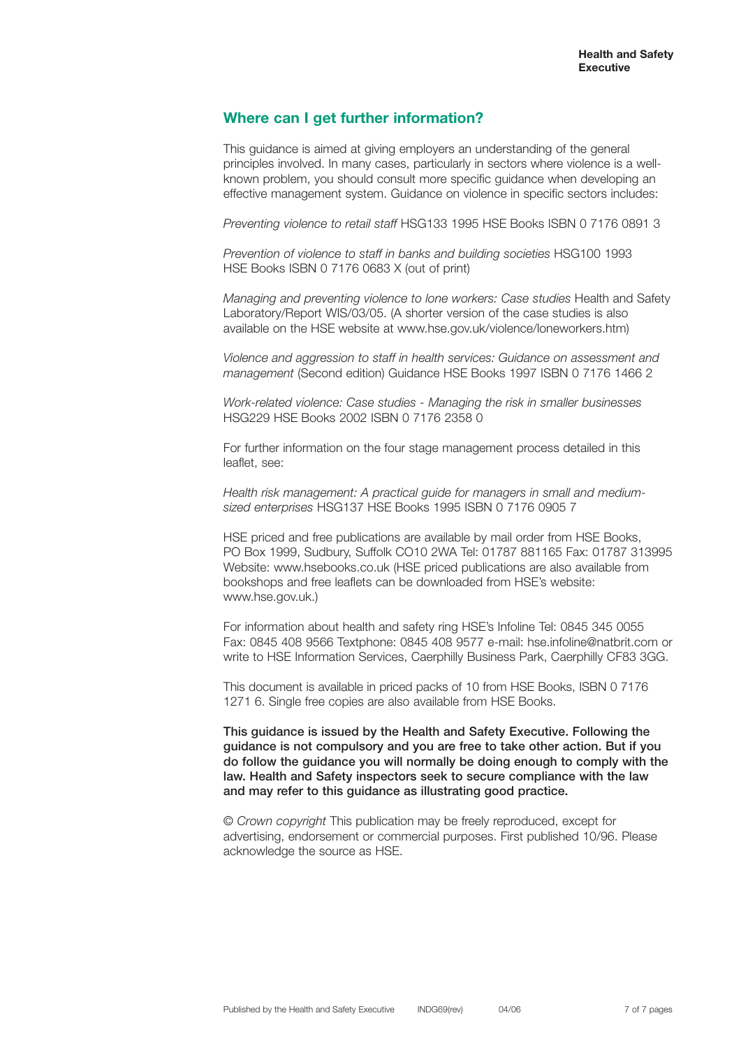## Where can I get further information?

This guidance is aimed at giving employers an understanding of the general principles involved. In many cases, particularly in sectors where violence is a well-known problem, you should consult more specific guidance when developing an effective management system. Guidance on violence in specific sectors includes:

*Preventing violence to retail staff* HSG133 1995 HSE Books ISBN 0 7176 0891 3

*Prevention of violence to staff in banks and building societies* HSG100 1993 HSE Books ISBN 0 7176 0683 X (out of print)

*Managing and preventing violence to lone workers: Case studies* Health and Safety Laboratory/Report WIS/03/05. (A shorter version of the case studies is also available on the HSE website at www.hse.gov.uk/violence/loneworkers.htm)

*Violence and aggression to staff in health services: Guidance on assessment and management* (Second edition) Guidance HSE Books 1997 ISBN 0 7176 1466 2

*Work-related violence: Case studies - Managing the risk in smaller businesses* HSG229 HSE Books 2002 ISBN 0 7176 2358 0

For further information on the four stage management process detailed in this leaflet, see:

*Health risk management: A practical guide for managers in small and medium-sized enterprises* HSG137 HSE Books 1995 ISBN 0 7176 0905 7

HSE priced and free publications are available by mail order from HSE Books, PO Box 1999, Sudbury, Suffolk CO10 2WA Tel: 01787 881165 Fax: 01787 313995 Website: www.hsebooks.co.uk (HSE priced publications are also available from bookshops and free leaflets can be downloaded from HSE's website: www.hse.gov.uk.)

For information about health and safety ring HSE's Infoline Tel: 0845 345 0055 Fax: 0845 408 9566 Textphone: 0845 408 9577 e-mail: hse.infoline@natbrit.com or write to HSE Information Services, Caerphilly Business Park, Caerphilly CF83 3GG.

This document is available in priced packs of 10 from HSE Books, ISBN 0 7176 1271 6. Single free copies are also available from HSE Books.

**This guidance is issued by the Health and Safety Executive. Following the guidance is not compulsory and you are free to take other action. But if you do follow the guidance you will normally be doing enough to comply with the law. Health and Safety inspectors seek to secure compliance with the law and may refer to this guidance as illustrating good practice.**

© *Crown copyright* This publication may be freely reproduced, except for advertising, endorsement or commercial purposes. First published 10/96. Please acknowledge the source as HSE.

Published by the Health and Safety Executive INDG69(rev) 04/06